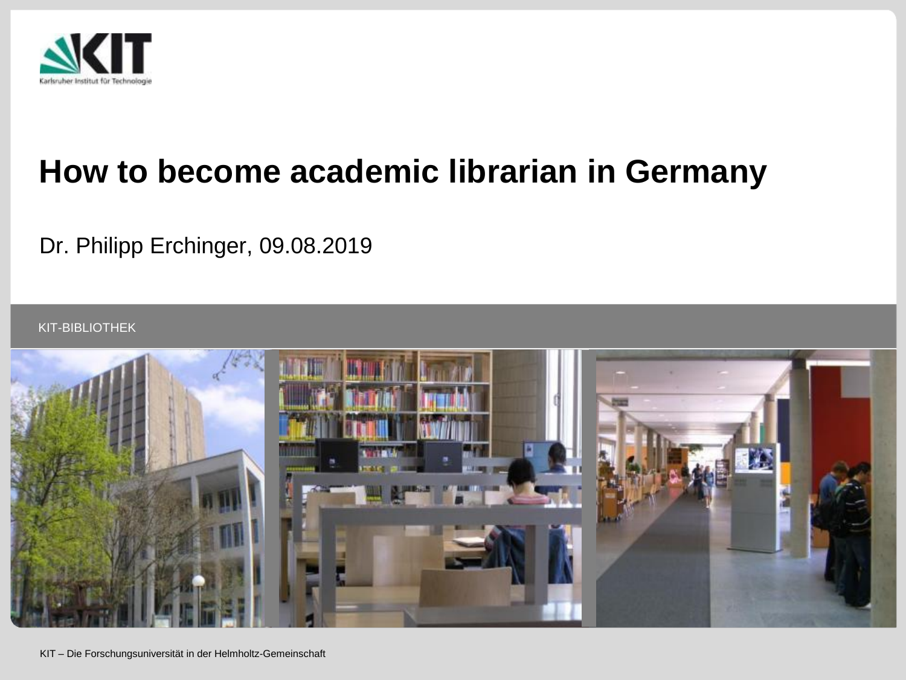# How to become academic librarian in Germany

Dr. Philipp Erchinger, 09.08.2019

KIT-BIBLIOTHEK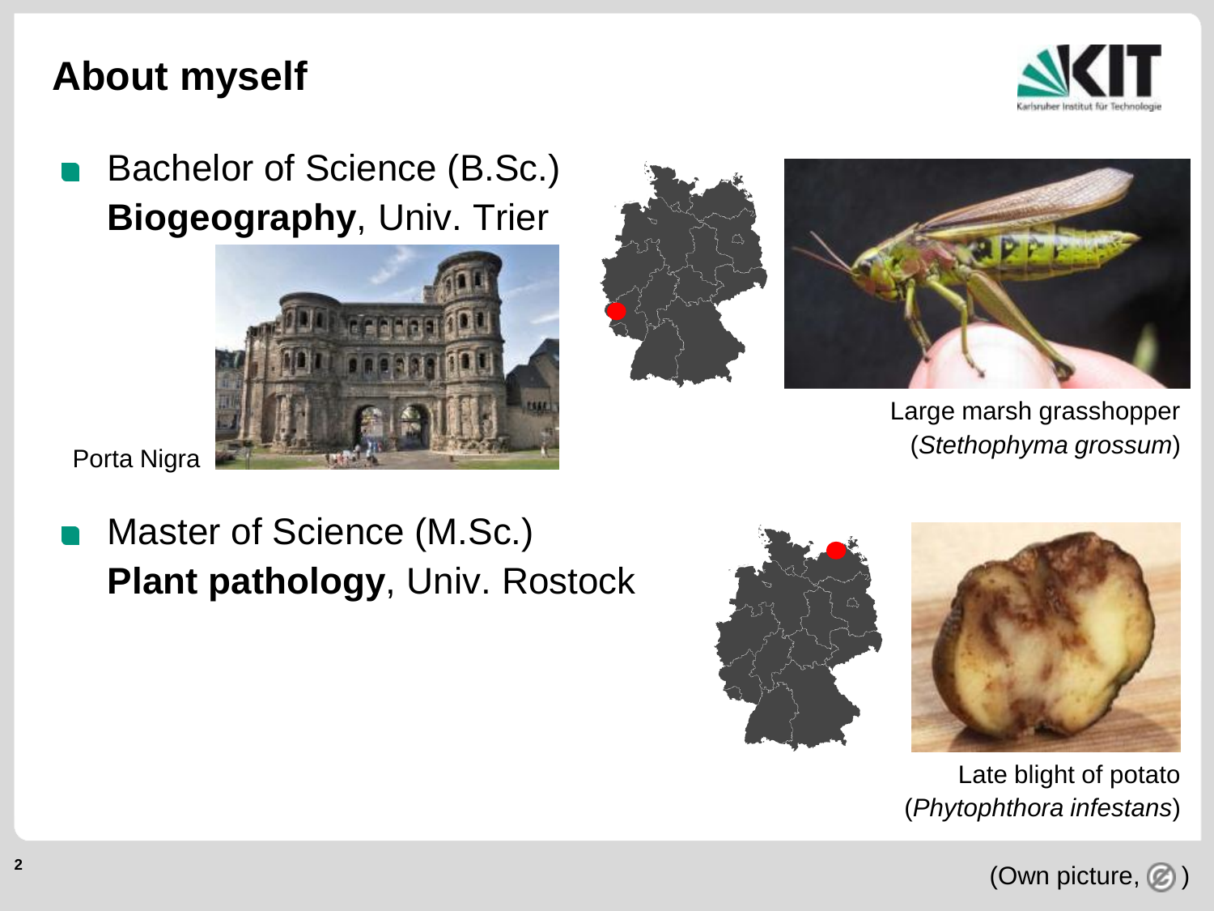# About myself

- Bachelor of Science (B.Sc.)
  **Biogeography**, Univ. Trier

Porta Nigra

Large marsh grasshopper (*Stethophyma grossum*)

- Master of Science (M.Sc.)
  **Plant pathology**, Univ. Rostock

Late blight of potato (*Phytophthora infestans*)

(Own picture, ©)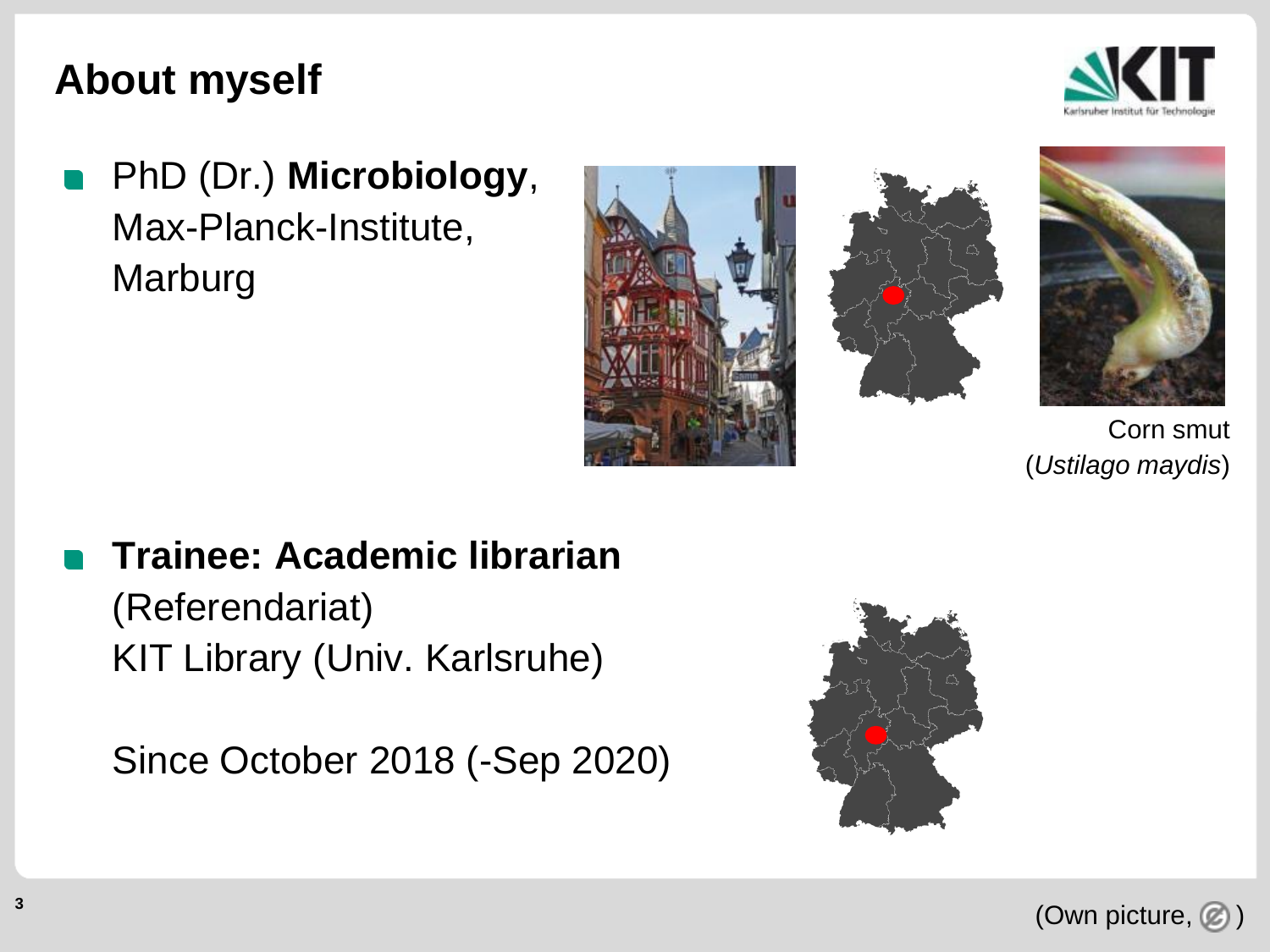## About myself

- PhD (Dr.) **Microbiology**, Max-Planck-Institute, Marburg

Corn smut (*Ustilago maydis*)

- **Trainee: Academic librarian** (Referendariat)
  KIT Library (Univ. Karlsruhe)

  Since October 2018 (-Sep 2020)

(Own picture, )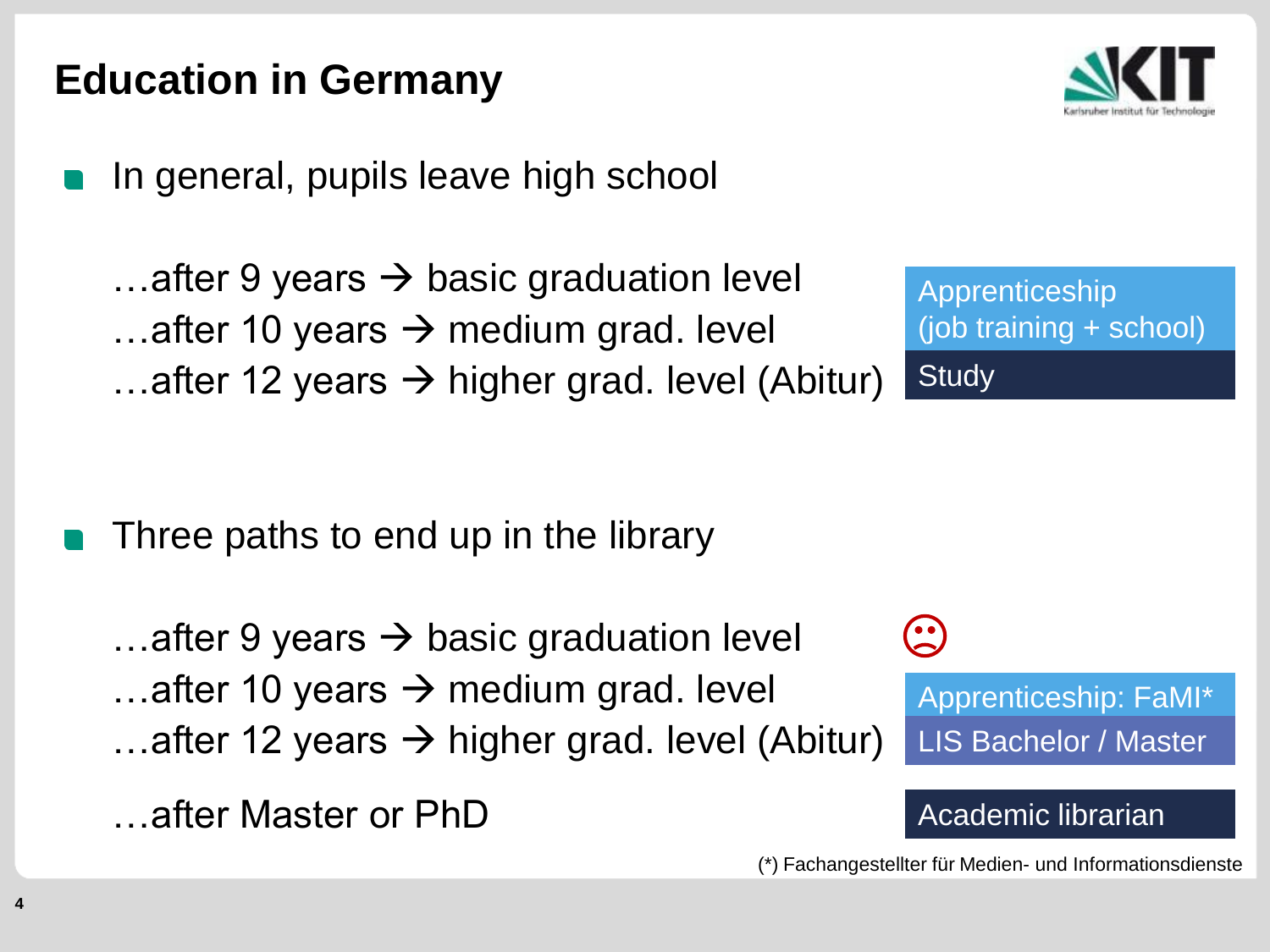# Education in Germany

- In general, pupils leave high school

  …after 9 years → basic graduation level
  …after 10 years → medium grad. level
  …after 12 years → higher grad. level (Abitur)

  Apprenticeship (job training + school)
  Study

- Three paths to end up in the library

  …after 9 years → basic graduation level ☹
  …after 10 years → medium grad. level — Apprenticeship: FaMI*
  …after 12 years → higher grad. level (Abitur) — LIS Bachelor / Master

  …after Master or PhD — Academic librarian

(*) Fachangestellter für Medien- und Informationsdienste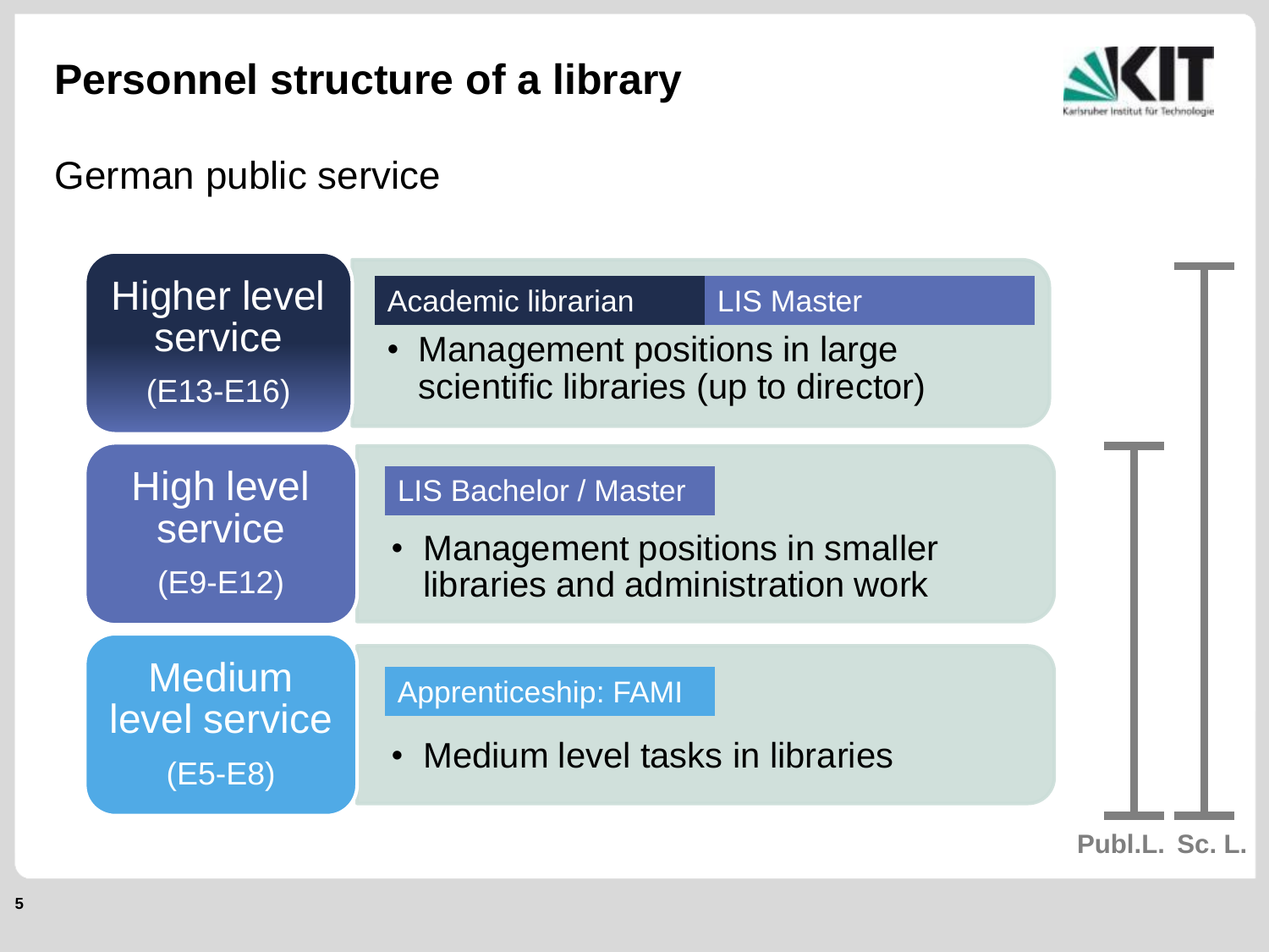# Personnel structure of a library

German public service

| Level | Qualification | Tasks |
|---|---|---|
| Higher level service (E13-E16) | Academic librarian / LIS Master | Management positions in large scientific libraries (up to director) |
| High level service (E9-E12) | LIS Bachelor / Master | Management positions in smaller libraries and administration work |
| Medium level service (E5-E8) | Apprenticeship: FAMI | Medium level tasks in libraries |

Publ.L.: Medium level service – High level service
Sc. L.: Medium level service – Higher level service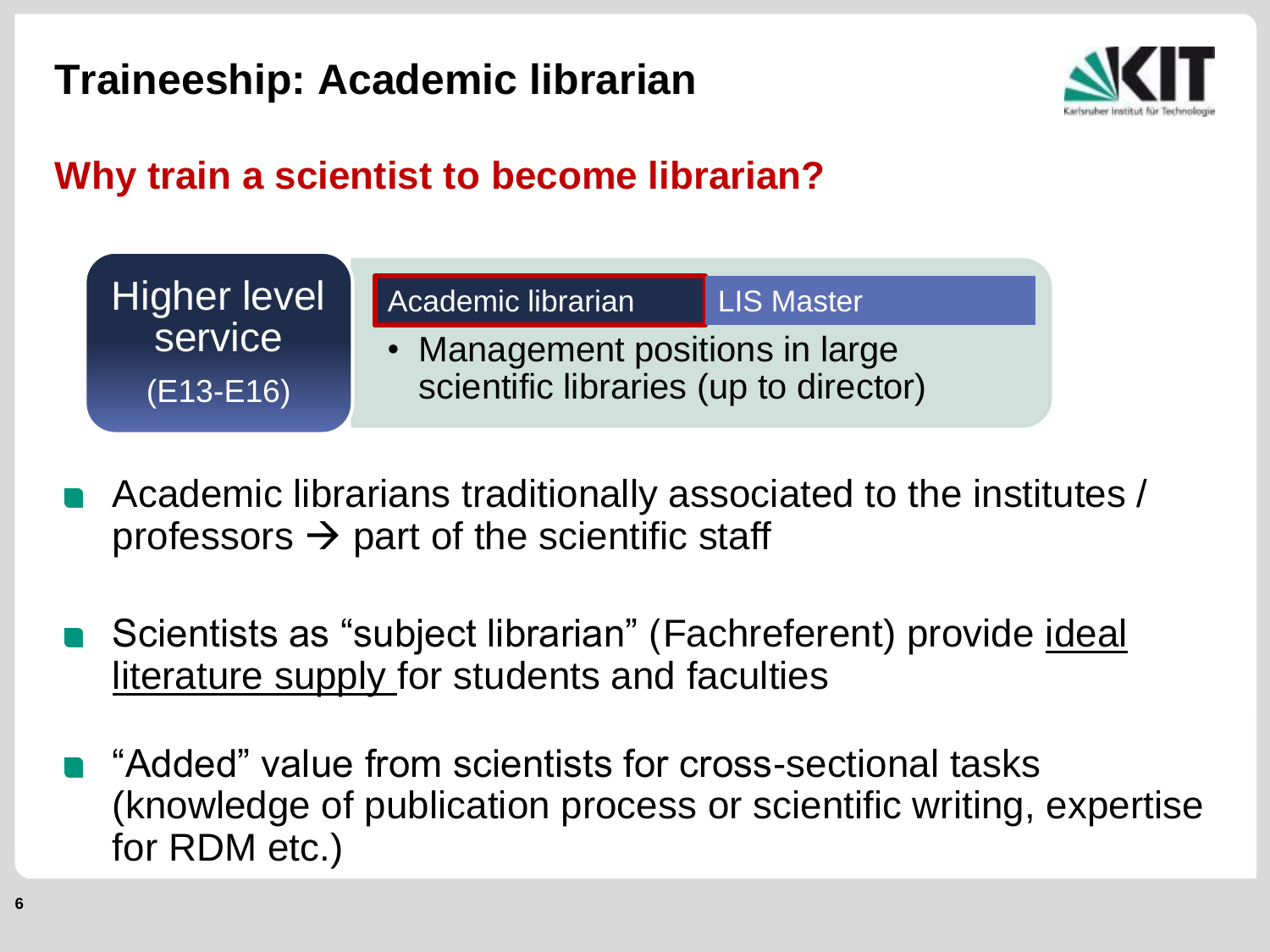# Traineeship: Academic librarian

## Why train a scientist to become librarian?

| Higher level service (E13-E16) | Academic librarian | LIS Master |
|---|---|---|
| | • Management positions in large scientific libraries (up to director) | |

- Academic librarians traditionally associated to the institutes / professors → part of the scientific staff
- Scientists as "subject librarian" (Fachreferent) provide <u>ideal literature supply</u> for students and faculties
- "Added" value from scientists for cross-sectional tasks (knowledge of publication process or scientific writing, expertise for RDM etc.)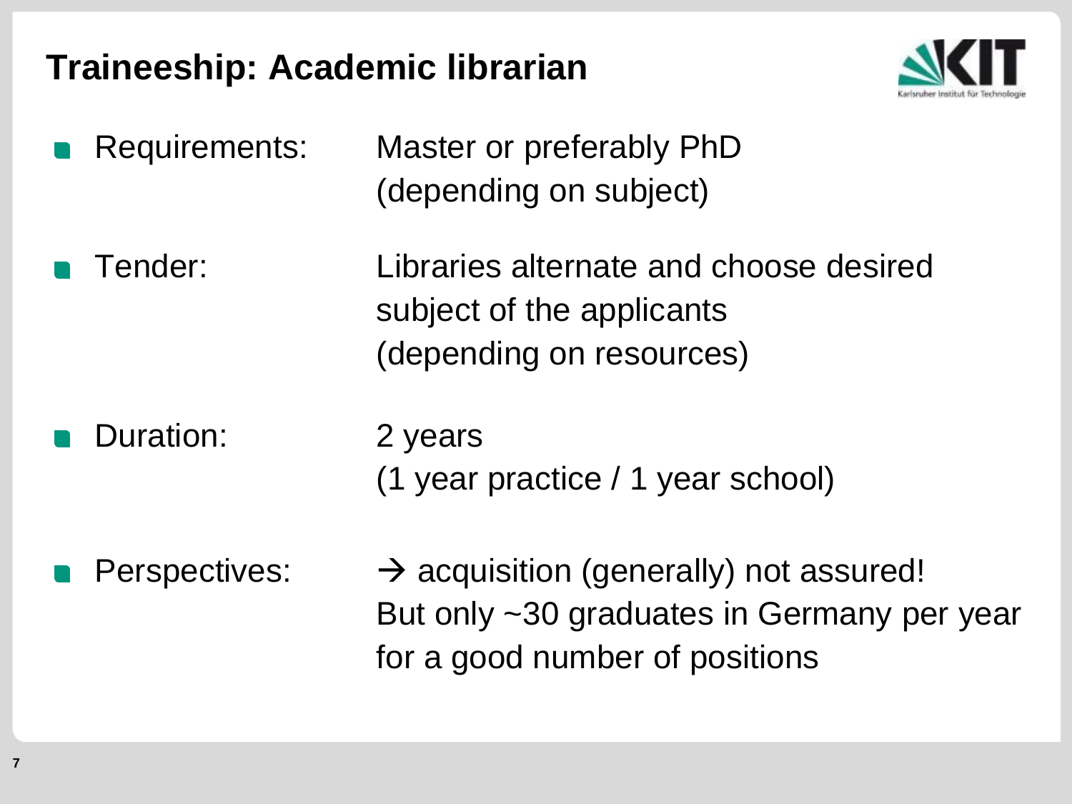# Traineeship: Academic librarian

- Requirements: Master or preferably PhD (depending on subject)
- Tender: Libraries alternate and choose desired subject of the applicants (depending on resources)
- Duration: 2 years (1 year practice / 1 year school)
- Perspectives: → acquisition (generally) not assured! But only ~30 graduates in Germany per year for a good number of positions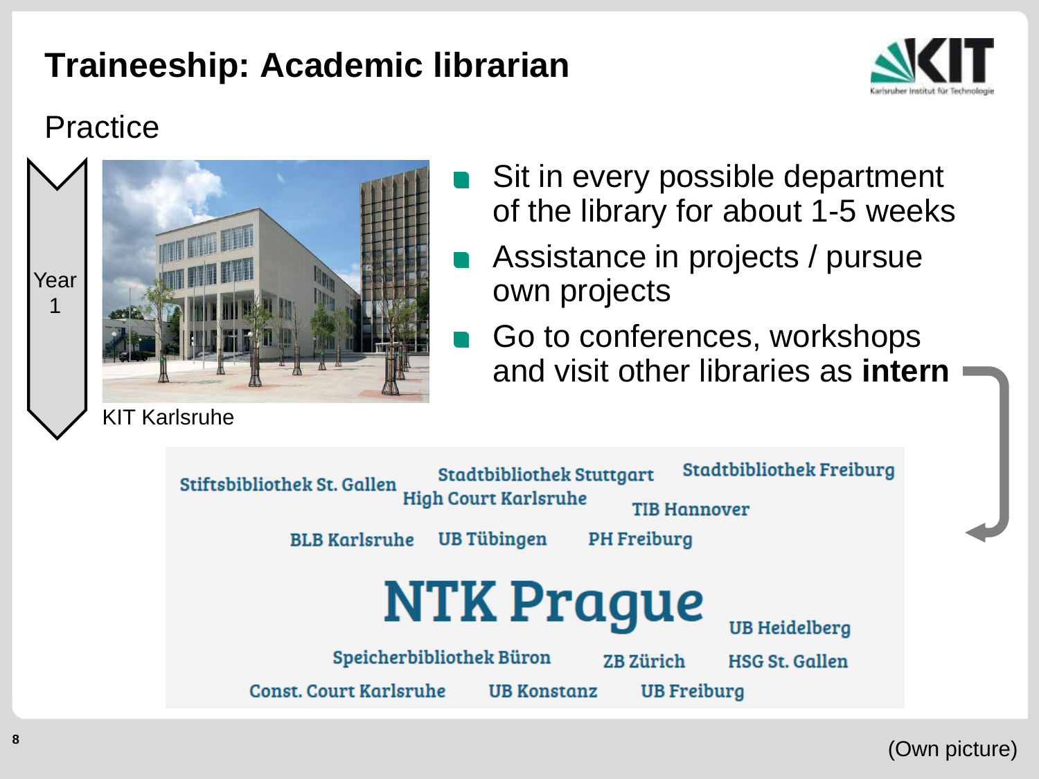# Traineeship: Academic librarian

## Practice

Year 1

KIT Karlsruhe

- Sit in every possible department of the library for about 1-5 weeks
- Assistance in projects / pursue own projects
- Go to conferences, workshops and visit other libraries as **intern**

Stiftsbibliothek St. Gallen
Stadtbibliothek Stuttgart
Stadtbibliothek Freiburg
High Court Karlsruhe
TIB Hannover
BLB Karlsruhe
UB Tübingen
PH Freiburg
NTK Prague
UB Heidelberg
Speicherbibliothek Büron
ZB Zürich
HSG St. Gallen
Const. Court Karlsruhe
UB Konstanz
UB Freiburg

(Own picture)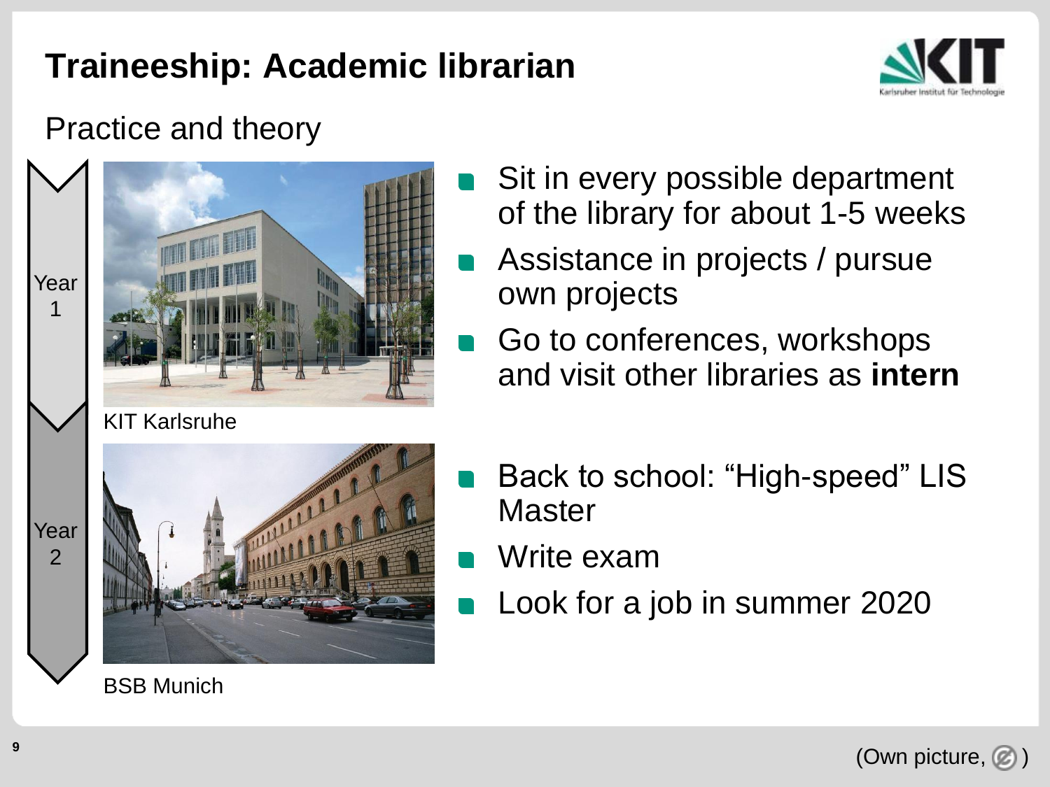# Traineeship: Academic librarian

## Practice and theory

Year 1

KIT Karlsruhe

- Sit in every possible department of the library for about 1-5 weeks
- Assistance in projects / pursue own projects
- Go to conferences, workshops and visit other libraries as **intern**

Year 2

BSB Munich

- Back to school: “High-speed” LIS Master
- Write exam
- Look for a job in summer 2020

(Own picture, )